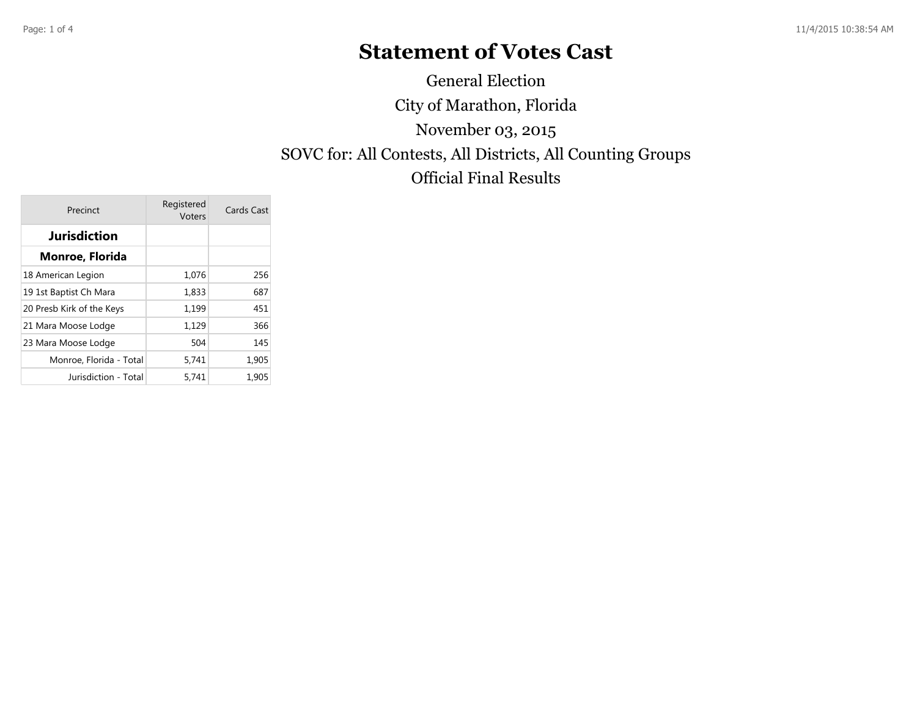# Statement of Votes Cast

General Election

City of Marathon, Florida

November 03, 2015

SOVC for: All Contests, All Districts, All Counting Groups

Official Final Results

| Precinct | Registered Voters | Cards Cast |
|---|---|---|
| **Jurisdiction** | | |
| **Monroe, Florida** | | |
| 18 American Legion | 1,076 | 256 |
| 19 1st Baptist Ch Mara | 1,833 | 687 |
| 20 Presb Kirk of the Keys | 1,199 | 451 |
| 21 Mara Moose Lodge | 1,129 | 366 |
| 23 Mara Moose Lodge | 504 | 145 |
| Monroe, Florida - Total | 5,741 | 1,905 |
| Jurisdiction - Total | 5,741 | 1,905 |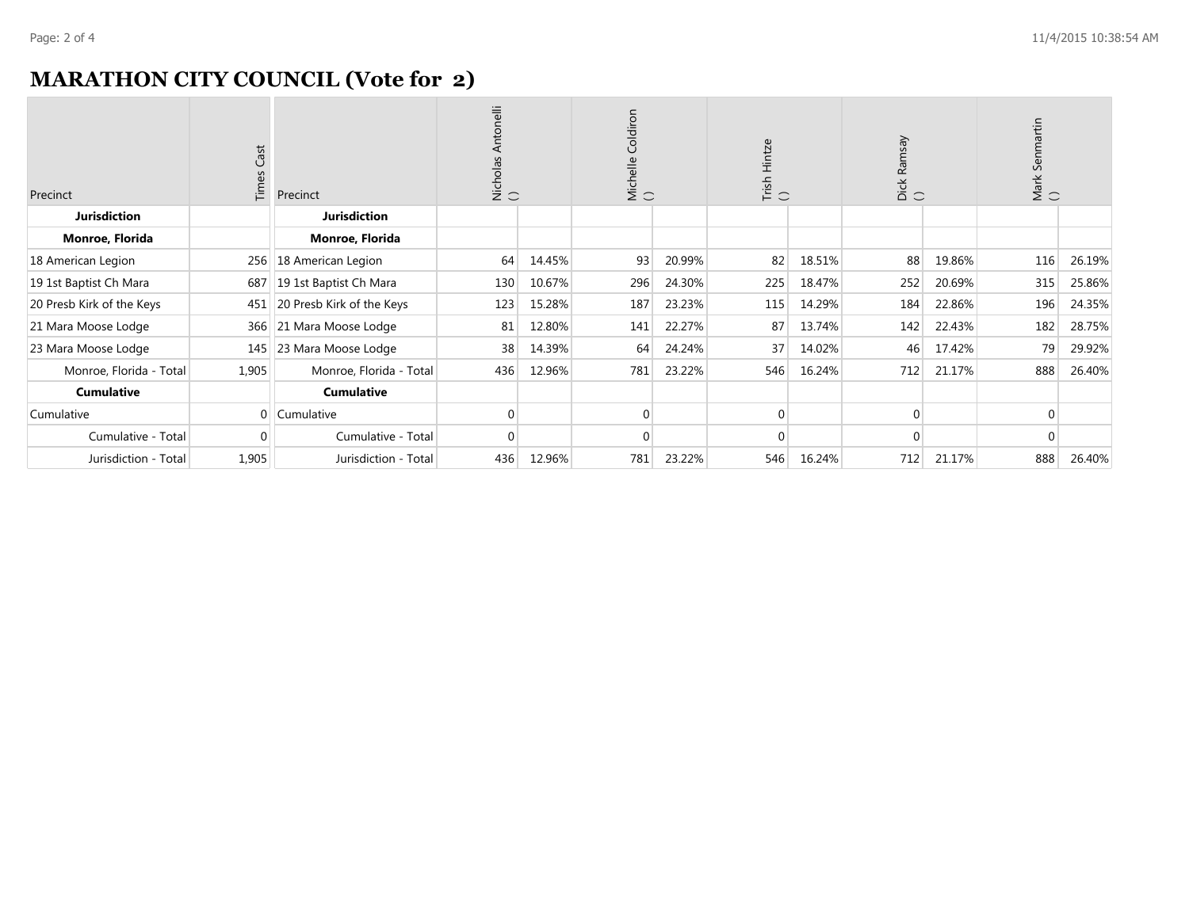# MARATHON CITY COUNCIL (Vote for 2)

| Precinct | Times Cast | Precinct | Nicholas Antonelli () | | Michelle Coldiron () | | Trish Hintze () | | Dick Ramsay () | | Mark Senmartin () | |
|---|---|---|---|---|---|---|---|---|---|---|---|---|
| **Jurisdiction** | | **Jurisdiction** | | | | | | | | | | |
| **Monroe, Florida** | | **Monroe, Florida** | | | | | | | | | | |
| 18 American Legion | 256 | 18 American Legion | 64 | 14.45% | 93 | 20.99% | 82 | 18.51% | 88 | 19.86% | 116 | 26.19% |
| 19 1st Baptist Ch Mara | 687 | 19 1st Baptist Ch Mara | 130 | 10.67% | 296 | 24.30% | 225 | 18.47% | 252 | 20.69% | 315 | 25.86% |
| 20 Presb Kirk of the Keys | 451 | 20 Presb Kirk of the Keys | 123 | 15.28% | 187 | 23.23% | 115 | 14.29% | 184 | 22.86% | 196 | 24.35% |
| 21 Mara Moose Lodge | 366 | 21 Mara Moose Lodge | 81 | 12.80% | 141 | 22.27% | 87 | 13.74% | 142 | 22.43% | 182 | 28.75% |
| 23 Mara Moose Lodge | 145 | 23 Mara Moose Lodge | 38 | 14.39% | 64 | 24.24% | 37 | 14.02% | 46 | 17.42% | 79 | 29.92% |
| Monroe, Florida - Total | 1,905 | Monroe, Florida - Total | 436 | 12.96% | 781 | 23.22% | 546 | 16.24% | 712 | 21.17% | 888 | 26.40% |
| **Cumulative** | | **Cumulative** | | | | | | | | | | |
| Cumulative | 0 | Cumulative | 0 | | 0 | | 0 | | 0 | | 0 | |
| Cumulative - Total | 0 | Cumulative - Total | 0 | | 0 | | 0 | | 0 | | 0 | |
| Jurisdiction - Total | 1,905 | Jurisdiction - Total | 436 | 12.96% | 781 | 23.22% | 546 | 16.24% | 712 | 21.17% | 888 | 26.40% |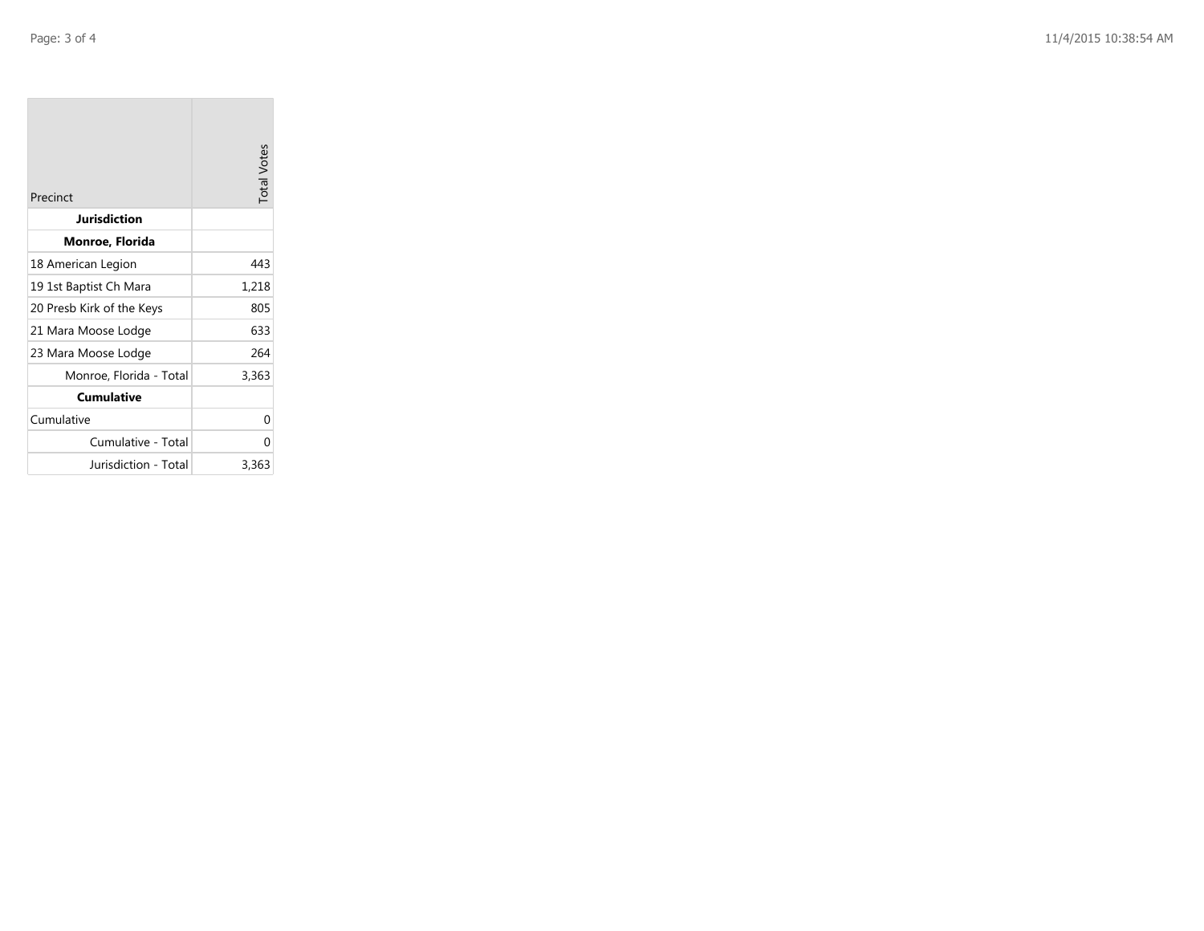| Precinct | Total Votes |
|---|---|
| **Jurisdiction** | |
| **Monroe, Florida** | |
| 18 American Legion | 443 |
| 19 1st Baptist Ch Mara | 1,218 |
| 20 Presb Kirk of the Keys | 805 |
| 21 Mara Moose Lodge | 633 |
| 23 Mara Moose Lodge | 264 |
| Monroe, Florida - Total | 3,363 |
| **Cumulative** | |
| Cumulative | 0 |
| Cumulative - Total | 0 |
| Jurisdiction - Total | 3,363 |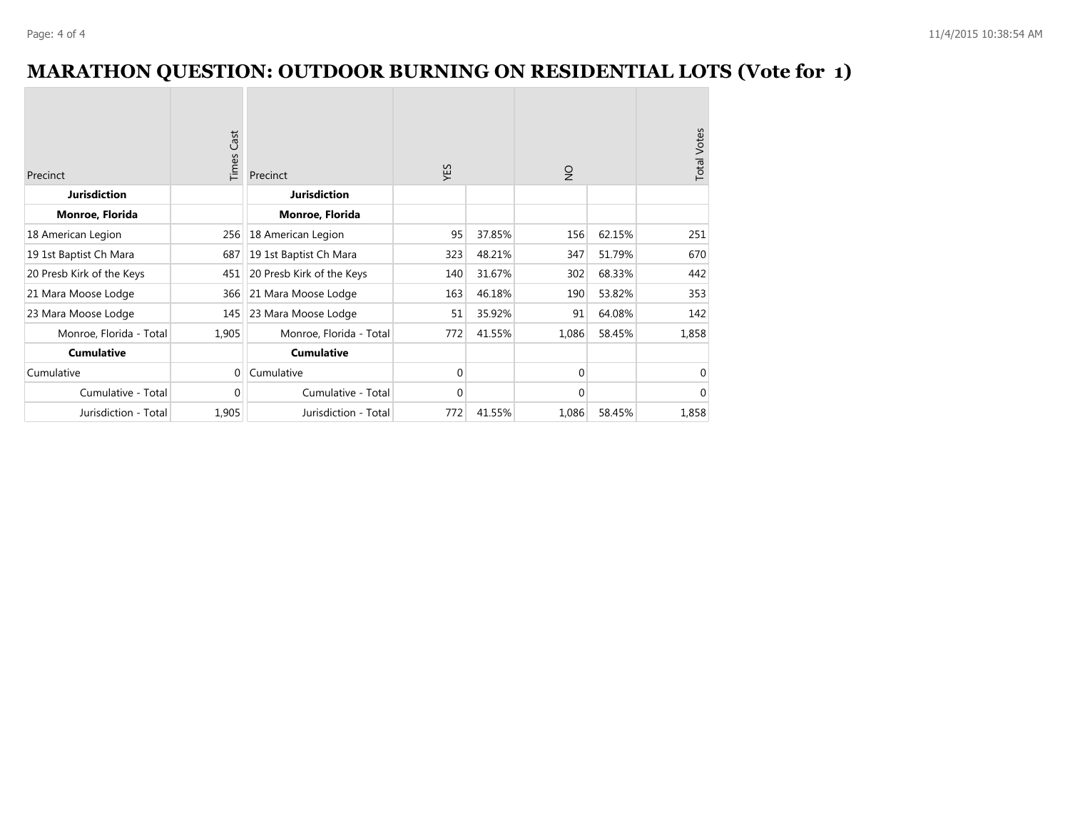# MARATHON QUESTION: OUTDOOR BURNING ON RESIDENTIAL LOTS (Vote for 1)

| Precinct | Times Cast | Precinct | YES | | NO | | Total Votes |
|---|---|---|---|---|---|---|---|
| **Jurisdiction** | | **Jurisdiction** | | | | | |
| **Monroe, Florida** | | **Monroe, Florida** | | | | | |
| 18 American Legion | 256 | 18 American Legion | 95 | 37.85% | 156 | 62.15% | 251 |
| 19 1st Baptist Ch Mara | 687 | 19 1st Baptist Ch Mara | 323 | 48.21% | 347 | 51.79% | 670 |
| 20 Presb Kirk of the Keys | 451 | 20 Presb Kirk of the Keys | 140 | 31.67% | 302 | 68.33% | 442 |
| 21 Mara Moose Lodge | 366 | 21 Mara Moose Lodge | 163 | 46.18% | 190 | 53.82% | 353 |
| 23 Mara Moose Lodge | 145 | 23 Mara Moose Lodge | 51 | 35.92% | 91 | 64.08% | 142 |
| Monroe, Florida - Total | 1,905 | Monroe, Florida - Total | 772 | 41.55% | 1,086 | 58.45% | 1,858 |
| **Cumulative** | | **Cumulative** | | | | | |
| Cumulative | 0 | Cumulative | 0 | | 0 | | 0 |
| Cumulative - Total | 0 | Cumulative - Total | 0 | | 0 | | 0 |
| Jurisdiction - Total | 1,905 | Jurisdiction - Total | 772 | 41.55% | 1,086 | 58.45% | 1,858 |